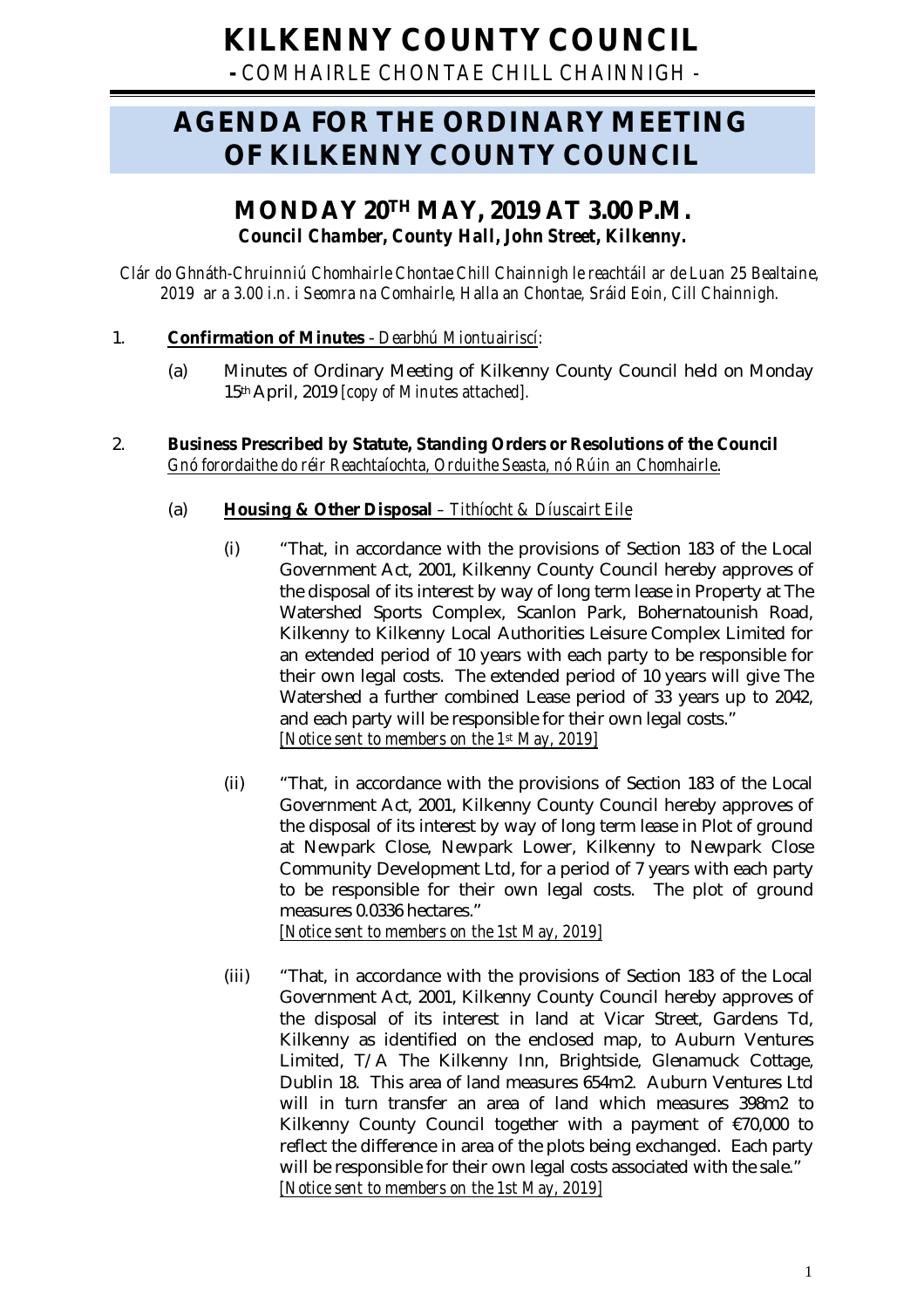# KILLKENNY COUNTY COUNCIL

- COMHAIRLE CHONTAE CHILL CHAINNIGH -

# AGENDA FOR THE ORDINARY MEETING OF KILKENNY COUNTY COUNCIL

## MONDAY 20TH MAY, 2019 AT 3.00 P.M.

***Council Chamber, County Hall, John Street, Kilkenny.***

*Clár do Ghnáth-Chruinniú Chomhairle Chontae Chill Chainnigh le reachtáil ar de Luan 25 Bealtaine, 2019 ar a 3.00 i.n. i Seomra na Comhairle, Halla an Chontae, Sráid Eoin, Cill Chainnigh.*

1. **<u>Confirmation of Minutes</u>** - *<u>Dearbhú Miontuairiscí</u>*:

   (a) Minutes of Ordinary Meeting of Kilkenny County Council held on Monday 15th April, 2019 *[copy of Minutes attached].*

2. **Business Prescribed by Statute, Standing Orders or Resolutions of the Council**
   *<u>Gnó forordaithe do réir Reachtaíochta, Orduithe Seasta, nó Rúin an Chomhairle</u>.*

   (a) **<u>Housing & Other Disposal</u>** – *<u>Tithíocht & Díuscairt Eile</u>*

      (i) "That, in accordance with the provisions of Section 183 of the Local Government Act, 2001, Kilkenny County Council hereby approves of the disposal of its interest by way of long term lease in Property at The Watershed Sports Complex, Scanlon Park, Bohernatounish Road, Kilkenny to Kilkenny Local Authorities Leisure Complex Limited for an extended period of 10 years with each party to be responsible for their own legal costs. The extended period of 10 years will give The Watershed a further combined Lease period of 33 years up to 2042, and each party will be responsible for their own legal costs."
      *<u>[Notice sent to members on the 1st May, 2019]</u>*

      (ii) "That, in accordance with the provisions of Section 183 of the Local Government Act, 2001, Kilkenny County Council hereby approves of the disposal of its interest by way of long term lease in Plot of ground at Newpark Close, Newpark Lower, Kilkenny to Newpark Close Community Development Ltd, for a period of 7 years with each party to be responsible for their own legal costs. The plot of ground measures 0.0336 hectares."
      *<u>[Notice sent to members on the 1st May, 2019]</u>*

      (iii) "That, in accordance with the provisions of Section 183 of the Local Government Act, 2001, Kilkenny County Council hereby approves of the disposal of its interest in land at Vicar Street, Gardens Td, Kilkenny as identified on the enclosed map, to Auburn Ventures Limited, T/A The Kilkenny Inn, Brightside, Glenamuck Cottage, Dublin 18. This area of land measures 654m2. Auburn Ventures Ltd will in turn transfer an area of land which measures 398m2 to Kilkenny County Council together with a payment of €70,000 to reflect the difference in area of the plots being exchanged. Each party will be responsible for their own legal costs associated with the sale."
      *<u>[Notice sent to members on the 1st May, 2019]</u>*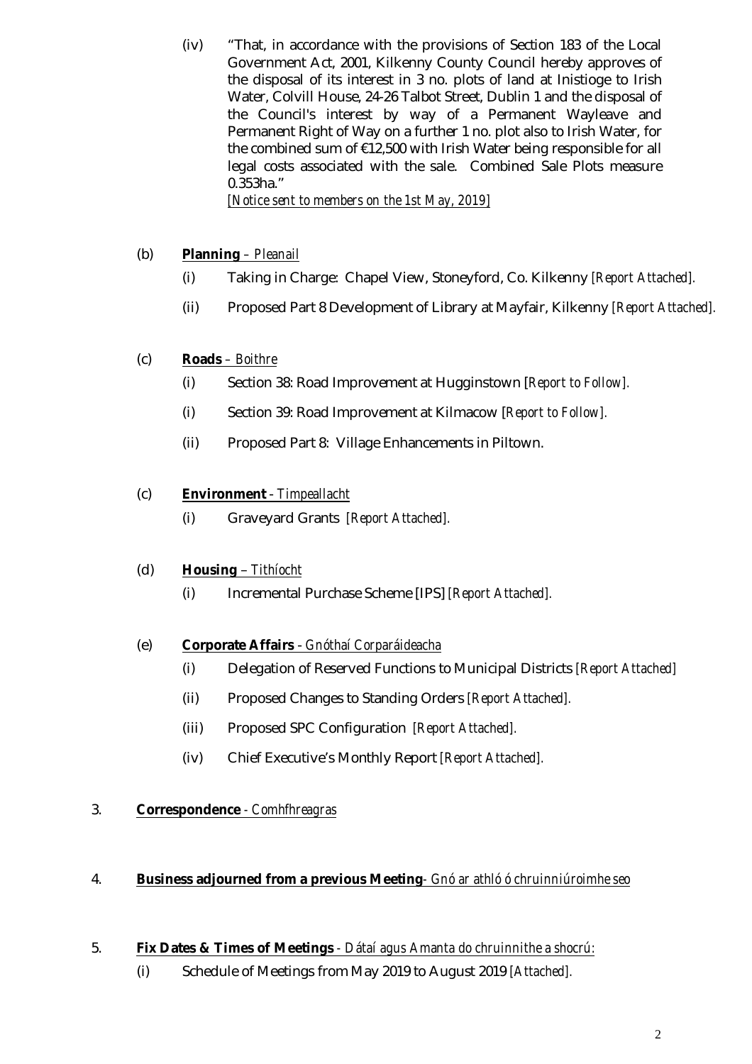(iv) "That, in accordance with the provisions of Section 183 of the Local Government Act, 2001, Kilkenny County Council hereby approves of the disposal of its interest in 3 no. plots of land at Inistioge to Irish Water, Colvill House, 24-26 Talbot Street, Dublin 1 and the disposal of the Council's interest by way of a Permanent Wayleave and Permanent Right of Way on a further 1 no. plot also to Irish Water, for the combined sum of €12,500 with Irish Water being responsible for all legal costs associated with the sale. Combined Sale Plots measure 0.353ha."
*[Notice sent to members on the 1st May, 2019]*

(b) **Planning** – *Pleanail*

(i) Taking in Charge: Chapel View, Stoneyford, Co. Kilkenny *[Report Attached].*

(ii) Proposed Part 8 Development of Library at Mayfair, Kilkenny *[Report Attached].*

(c) **Roads** – *Boithre*

(i) Section 38: Road Improvement at Hugginstown [*Report to Follow*].

(i) Section 39: Road Improvement at Kilmacow [*Report to Follow*].

(ii) Proposed Part 8: Village Enhancements in Piltown.

(c) **Environment** - *Timpeallacht*

(i) Graveyard Grants *[Report Attached].*

(d) **Housing** – *Tithíocht*

(i) Incremental Purchase Scheme [IPS] *[Report Attached].*

(e) **Corporate Affairs** - *Gnóthaí Corparáideacha*

(i) Delegation of Reserved Functions to Municipal Districts *[Report Attached]*

(ii) Proposed Changes to Standing Orders *[Report Attached].*

(iii) Proposed SPC Configuration *[Report Attached].*

(iv) Chief Executive's Monthly Report *[Report Attached].*

3. **Correspondence** - *Comhfhreagras*

4. **Business adjourned from a previous Meeting**- *Gnó ar athló ó chruinniúroimhe seo*

5. **Fix Dates & Times of Meetings** - *Dátaí agus Amanta do chruinnithe a shocrú:*

(i) Schedule of Meetings from May 2019 to August 2019 *[Attached].*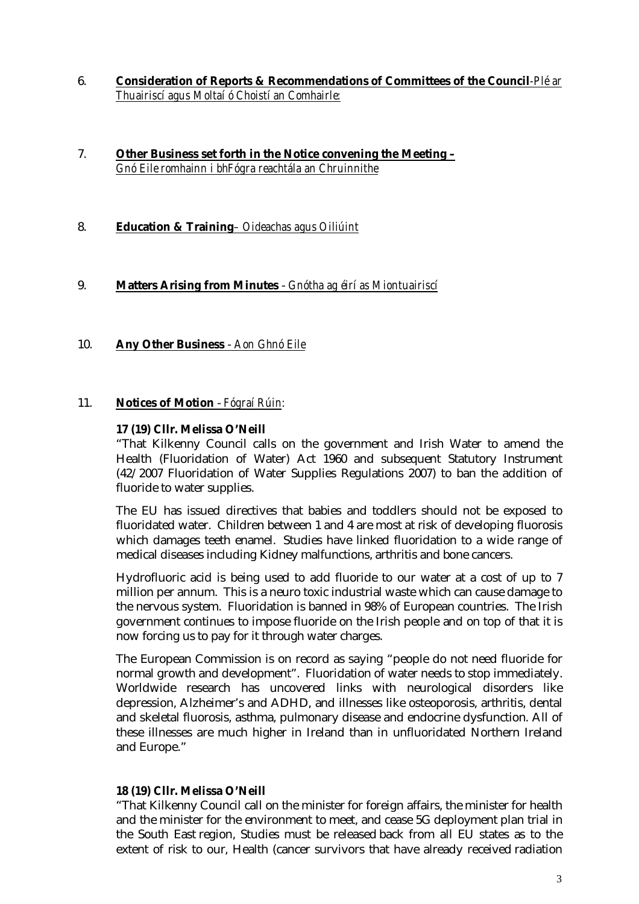6. **Consideration of Reports & Recommendations of Committees of the Council**-*Plé ar Thuairiscí agus Moltaí ó Choistí an Comhairle:*

7. **Other Business set forth in the Notice convening the Meeting –** *Gnó Eile romhainn i bhFógra reachtála an Chruinnithe*

8. **Education & Training**– *Oideachas agus Oiliúint*

9. **Matters Arising from Minutes** - *Gnótha ag éirí as Miontuairiscí*

10. **Any Other Business** - *Aon Ghnó Eile*

11. **Notices of Motion** - *Fógraí Rúin:*

**17 (19) Cllr. Melissa O'Neill**

"That Kilkenny Council calls on the government and Irish Water to amend the Health (Fluoridation of Water) Act 1960 and subsequent Statutory Instrument (42/2007 Fluoridation of Water Supplies Regulations 2007) to ban the addition of fluoride to water supplies.

The EU has issued directives that babies and toddlers should not be exposed to fluoridated water. Children between 1 and 4 are most at risk of developing fluorosis which damages teeth enamel. Studies have linked fluoridation to a wide range of medical diseases including Kidney malfunctions, arthritis and bone cancers.

Hydrofluoric acid is being used to add fluoride to our water at a cost of up to 7 million per annum. This is a neuro toxic industrial waste which can cause damage to the nervous system. Fluoridation is banned in 98% of European countries. The Irish government continues to impose fluoride on the Irish people and on top of that it is now forcing us to pay for it through water charges.

The European Commission is on record as saying "people do not need fluoride for normal growth and development". Fluoridation of water needs to stop immediately. Worldwide research has uncovered links with neurological disorders like depression, Alzheimer's and ADHD, and illnesses like osteoporosis, arthritis, dental and skeletal fluorosis, asthma, pulmonary disease and endocrine dysfunction. All of these illnesses are much higher in Ireland than in unfluoridated Northern Ireland and Europe."

**18 (19) Cllr. Melissa O'Neill**

"That Kilkenny Council call on the minister for foreign affairs, the minister for health and the minister for the environment to meet, and cease 5G deployment plan trial in the South East region, Studies must be released back from all EU states as to the extent of risk to our, Health (cancer survivors that have already received radiation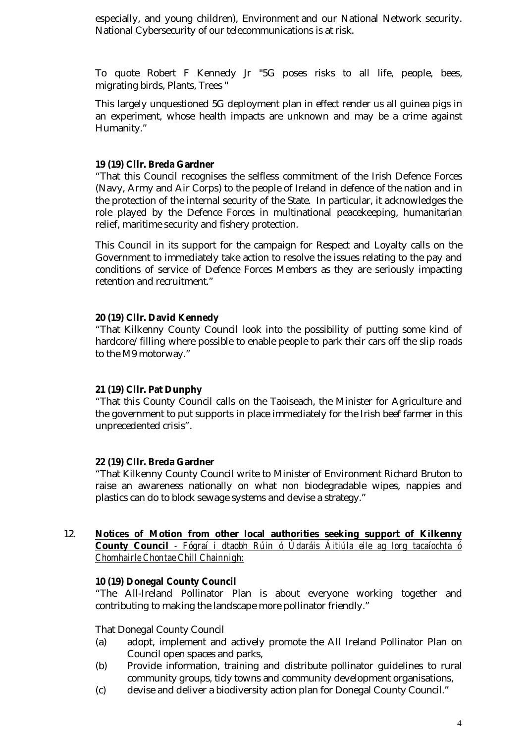especially, and young children), Environment and our National Network security. National Cybersecurity of our telecommunications is at risk.

To quote Robert F Kennedy Jr "5G poses risks to all life, people, bees, migrating birds, Plants, Trees "

This largely unquestioned 5G deployment plan in effect render us all guinea pigs in an experiment, whose health impacts are unknown and may be a crime against Humanity."

**19 (19) Cllr. Breda Gardner**

"That this Council recognises the selfless commitment of the Irish Defence Forces (Navy, Army and Air Corps) to the people of Ireland in defence of the nation and in the protection of the internal security of the State. In particular, it acknowledges the role played by the Defence Forces in multinational peacekeeping, humanitarian relief, maritime security and fishery protection.

This Council in its support for the campaign for Respect and Loyalty calls on the Government to immediately take action to resolve the issues relating to the pay and conditions of service of Defence Forces Members as they are seriously impacting retention and recruitment."

**20 (19) Cllr. David Kennedy**

"That Kilkenny County Council look into the possibility of putting some kind of hardcore/filling where possible to enable people to park their cars off the slip roads to the M9 motorway."

**21 (19) Cllr. Pat Dunphy**

"That this County Council calls on the Taoiseach, the Minister for Agriculture and the government to put supports in place immediately for the Irish beef farmer in this unprecedented crisis".

**22 (19) Cllr. Breda Gardner**

"That Kilkenny County Council write to Minister of Environment Richard Bruton to raise an awareness nationally on what non biodegradable wipes, nappies and plastics can do to block sewage systems and devise a strategy."

12. **Notices of Motion from other local authorities seeking support of Kilkenny County Council** - *Fógraí i dtaobh Rúin ó Údaráis Áitiúla eile ag lorg tacaíochta ó Chomhairle Chontae Chill Chainnigh:*

**10 (19) Donegal County Council**

"The All-Ireland Pollinator Plan is about everyone working together and contributing to making the landscape more pollinator friendly."

That Donegal County Council

(a) adopt, implement and actively promote the All Ireland Pollinator Plan on Council open spaces and parks,
(b) Provide information, training and distribute pollinator guidelines to rural community groups, tidy towns and community development organisations,
(c) devise and deliver a biodiversity action plan for Donegal County Council."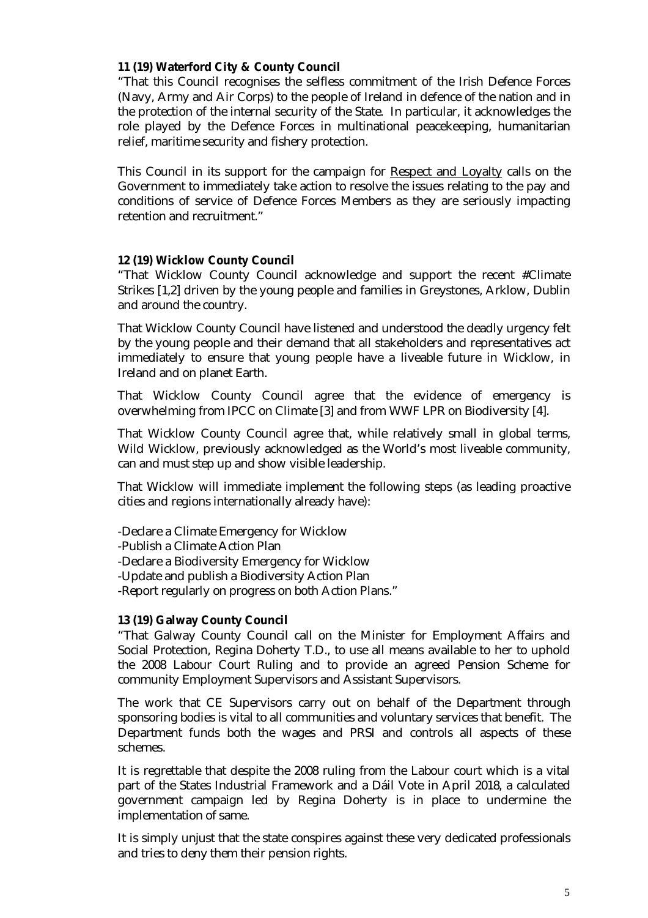**11 (19) Waterford City & County Council**

"That this Council recognises the selfless commitment of the Irish Defence Forces (Navy, Army and Air Corps) to the people of Ireland in defence of the nation and in the protection of the internal security of the State. In particular, it acknowledges the role played by the Defence Forces in multinational peacekeeping, humanitarian relief, maritime security and fishery protection.

This Council in its support for the campaign for <u>Respect and Loyalty</u> calls on the Government to immediately take action to resolve the issues relating to the pay and conditions of service of Defence Forces Members as they are seriously impacting retention and recruitment."

**12 (19) Wicklow County Council**

"That Wicklow County Council acknowledge and support the recent #Climate Strikes [1,2] driven by the young people and families in Greystones, Arklow, Dublin and around the country.

That Wicklow County Council have listened and understood the deadly urgency felt by the young people and their demand that all stakeholders and representatives act immediately to ensure that young people have a liveable future in Wicklow, in Ireland and on planet Earth.

That Wicklow County Council agree that the evidence of emergency is overwhelming from IPCC on Climate [3] and from WWF LPR on Biodiversity [4].

That Wicklow County Council agree that, while relatively small in global terms, Wild Wicklow, previously acknowledged as the World's most liveable community, can and must step up and show visible leadership.

That Wicklow will immediate implement the following steps (as leading proactive cities and regions internationally already have):

-Declare a Climate Emergency for Wicklow
-Publish a Climate Action Plan
-Declare a Biodiversity Emergency for Wicklow
-Update and publish a Biodiversity Action Plan
-Report regularly on progress on both Action Plans."

**13 (19) Galway County Council**

"That Galway County Council call on the Minister for Employment Affairs and Social Protection, Regina Doherty T.D., to use all means available to her to uphold the 2008 Labour Court Ruling and to provide an agreed Pension Scheme for community Employment Supervisors and Assistant Supervisors.

The work that CE Supervisors carry out on behalf of the Department through sponsoring bodies is vital to all communities and voluntary services that benefit. The Department funds both the wages and PRSI and controls all aspects of these schemes.

It is regrettable that despite the 2008 ruling from the Labour court which is a vital part of the States Industrial Framework and a Dáil Vote in April 2018, a calculated government campaign led by Regina Doherty is in place to undermine the implementation of same.

It is simply unjust that the state conspires against these very dedicated professionals and tries to deny them their pension rights.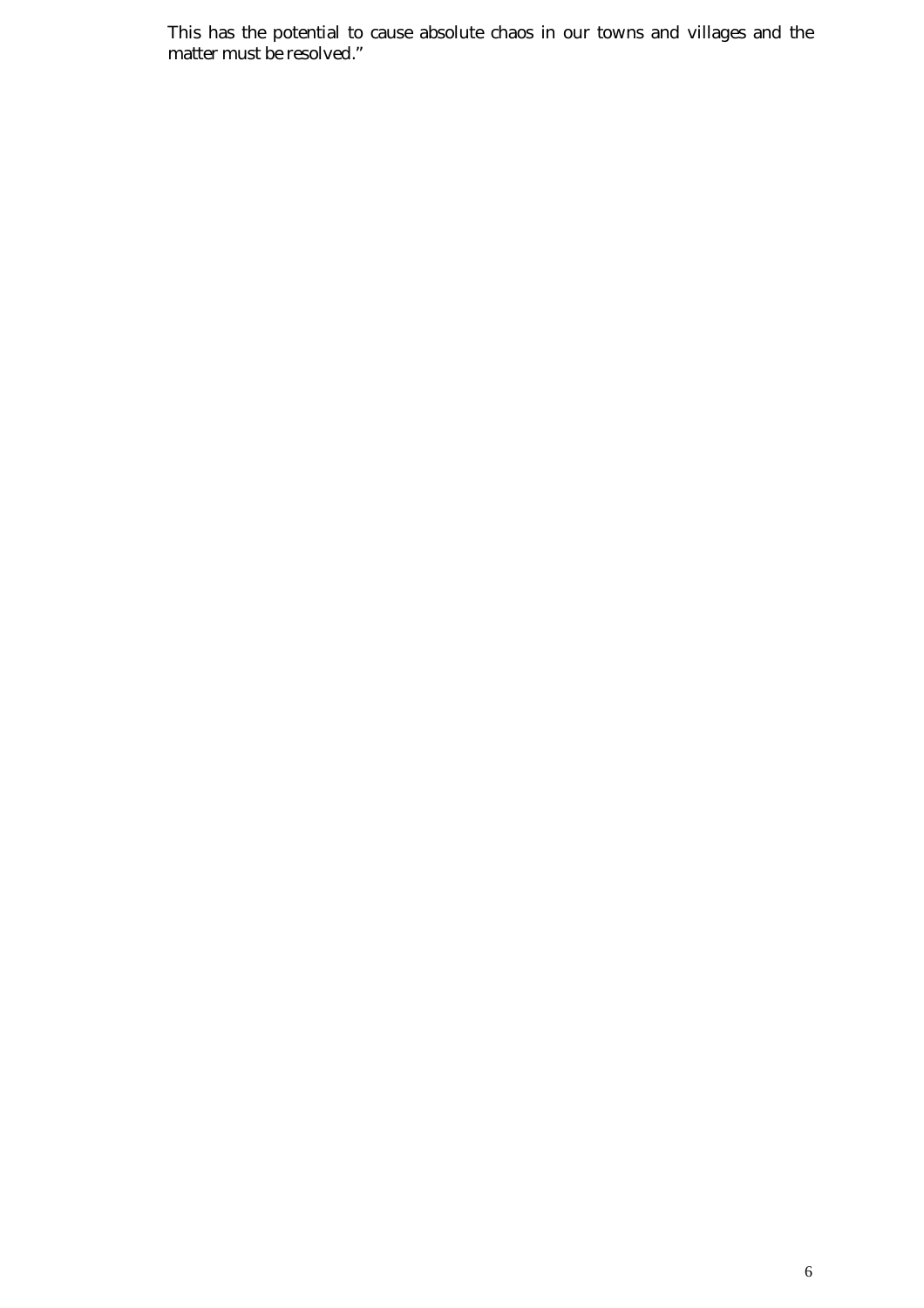This has the potential to cause absolute chaos in our towns and villages and the matter must be resolved."